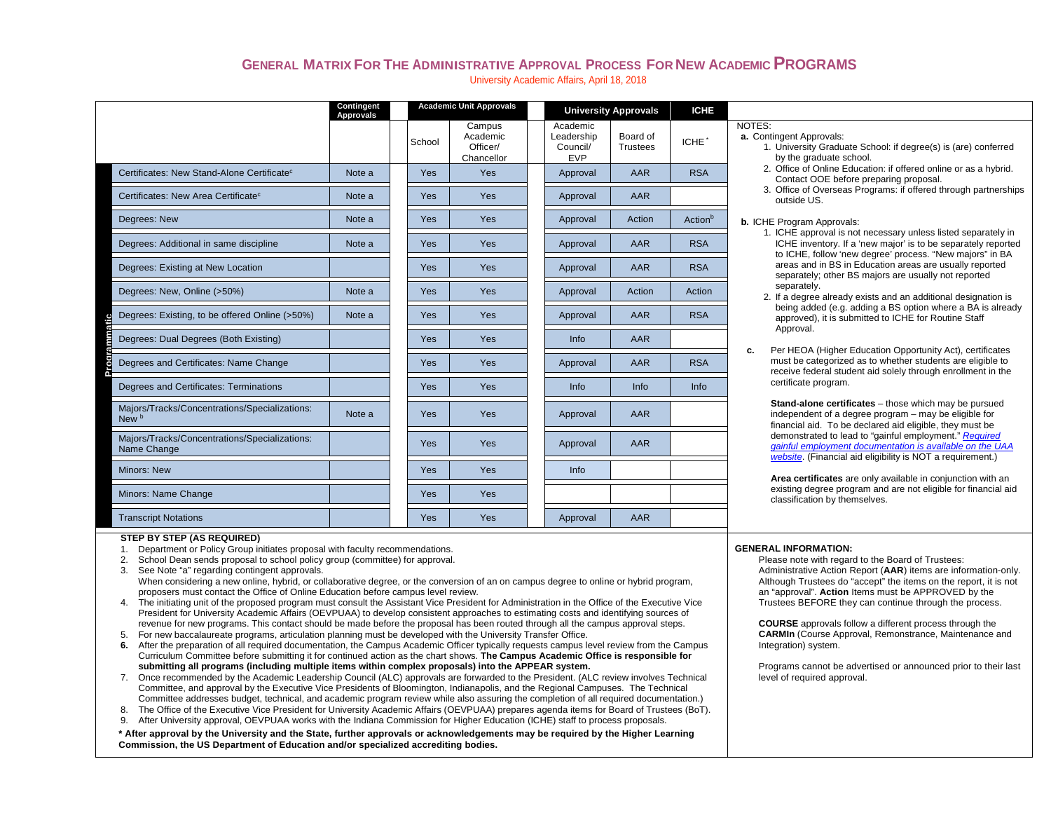# General Matrix For The Administrative Approval Process For New Academic Programs

University Academic Affairs, April 18, 2018

| | Contingent Approvals | Academic Unit Approvals | | University Approvals | | ICHE |
|---|---|---|---|---|---|---|
| | | School | Campus Academic Officer/ Chancellor | Academic Leadership Council/ EVP | Board of Trustees | ICHE * |
| Certificates: New Stand-Alone Certificate[c] | Note a | Yes | Yes | Approval | AAR | RSA |
| Certificates: New Area Certificate[c] | Note a | Yes | Yes | Approval | AAR | |
| Degrees: New | Note a | Yes | Yes | Approval | Action | Action[b] |
| Degrees: Additional in same discipline | Note a | Yes | Yes | Approval | AAR | RSA |
| Degrees: Existing at New Location | | Yes | Yes | Approval | AAR | RSA |
| Degrees: New, Online (>50%) | Note a | Yes | Yes | Approval | Action | Action |
| Degrees: Existing, to be offered Online (>50%) | Note a | Yes | Yes | Approval | AAR | RSA |
| Degrees: Dual Degrees (Both Existing) | | Yes | Yes | Info | AAR | |
| Degrees and Certificates: Name Change | | Yes | Yes | Approval | AAR | RSA |
| Degrees and Certificates: Terminations | | Yes | Yes | Info | Info | Info |
| Majors/Tracks/Concentrations/Specializations: New [b] | Note a | Yes | Yes | Approval | AAR | |
| Majors/Tracks/Concentrations/Specializations: Name Change | | Yes | Yes | Approval | AAR | |
| Minors: New | | Yes | Yes | Info | | |
| Minors: Name Change | | Yes | Yes | | | |
| Transcript Notations | | Yes | Yes | Approval | AAR | |

(Row group label: Programmatic)

NOTES:

**a.** Contingent Approvals:
1. University Graduate School: if degree(s) is (are) conferred by the graduate school.
2. Office of Online Education: if offered online or as a hybrid. Contact OOE before preparing proposal.
3. Office of Overseas Programs: if offered through partnerships outside US.

**b.** ICHE Program Approvals:
1. ICHE approval is not necessary unless listed separately in ICHE inventory. If a 'new major' is to be separately reported to ICHE, follow 'new degree' process. "New majors" in BA areas and in BS in Education areas are usually reported separately; other BS majors are usually not reported separately.
2. If a degree already exists and an additional designation is being added (e.g. adding a BS option where a BA is already approved), it is submitted to ICHE for Routine Staff Approval.

**c.** Per HEOA (Higher Education Opportunity Act), certificates must be categorized as to whether students are eligible to receive federal student aid solely through enrollment in the certificate program.

**Stand-alone certificates** – those which may be pursued independent of a degree program – may be eligible for financial aid. To be declared aid eligible, they must be demonstrated to lead to "gainful employment." *Required gainful employment documentation is available on the UAA website*. (Financial aid eligibility is NOT a requirement.)

**Area certificates** are only available in conjunction with an existing degree program and are not eligible for financial aid classification by themselves.

**STEP BY STEP (AS REQUIRED)**

1. Department or Policy Group initiates proposal with faculty recommendations.
2. School Dean sends proposal to school policy group (committee) for approval.
3. See Note "a" regarding contingent approvals.
   When considering a new online, hybrid, or collaborative degree, or the conversion of an on campus degree to online or hybrid program, proposers must contact the Office of Online Education before campus level review.
4. The initiating unit of the proposed program must consult the Assistant Vice President for Administration in the Office of the Executive Vice President for University Academic Affairs (OEVPUAA) to develop consistent approaches to estimating costs and identifying sources of revenue for new programs. This contact should be made before the proposal has been routed through all the campus approval steps.
5. For new baccalaureate programs, articulation planning must be developed with the University Transfer Office.
6. After the preparation of all required documentation, the Campus Academic Officer typically requests campus level review from the Campus Curriculum Committee before submitting it for continued action as the chart shows. **The Campus Academic Office is responsible for submitting all programs (including multiple items within complex proposals) into the APPEAR system.**
7. Once recommended by the Academic Leadership Council (ALC) approvals are forwarded to the President. (ALC review involves Technical Committee, and approval by the Executive Vice Presidents of Bloomington, Indianapolis, and the Regional Campuses. The Technical Committee addresses budget, technical, and academic program review while also assuring the completion of all required documentation.)
8. The Office of the Executive Vice President for University Academic Affairs (OEVPUAA) prepares agenda items for Board of Trustees (BoT).
9. After University approval, OEVPUAA works with the Indiana Commission for Higher Education (ICHE) staff to process proposals.

**\* After approval by the University and the State, further approvals or acknowledgements may be required by the Higher Learning Commission, the US Department of Education and/or specialized accrediting bodies.**

**GENERAL INFORMATION:**

Please note with regard to the Board of Trustees: Administrative Action Report (**AAR**) items are information-only. Although Trustees do "accept" the items on the report, it is not an "approval". **Action** Items must be APPROVED by the Trustees BEFORE they can continue through the process.

**COURSE** approvals follow a different process through the **CARMIn** (Course Approval, Remonstrance, Maintenance and Integration) system.

Programs cannot be advertised or announced prior to their last level of required approval.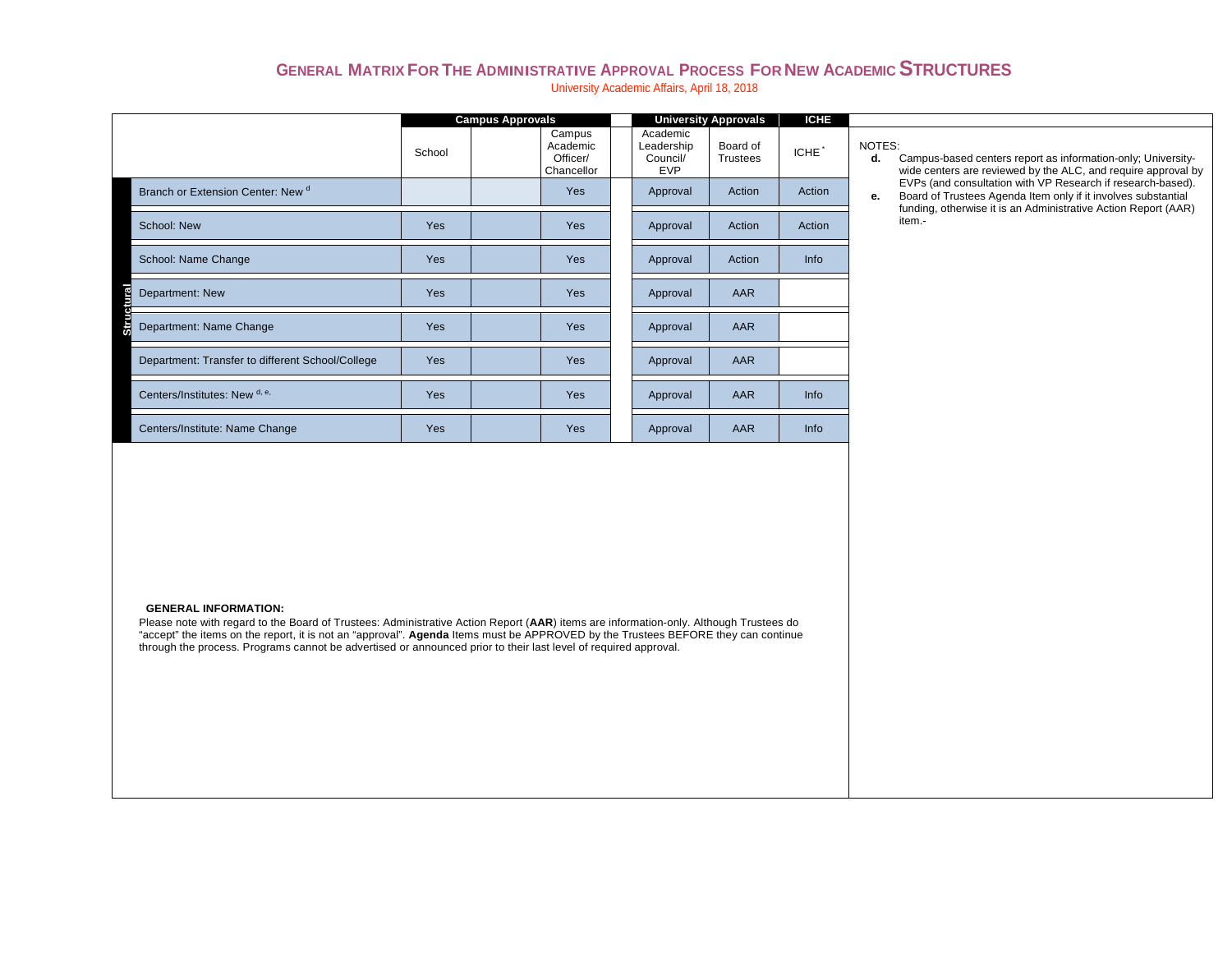# GENERAL MATRIX FOR THE ADMINISTRATIVE APPROVAL PROCESS FOR NEW ACADEMIC STRUCTURES

University Academic Affairs, April 18, 2018

| | | Campus Approvals | | | | University Approvals | | ICHE |
|---|---|---|---|---|---|---|---|---|
| | | School | | Campus Academic Officer/ Chancellor | | Academic Leadership Council/ EVP | Board of Trustees | ICHE * |
| Structural | Branch or Extension Center: New [d] | | | Yes | | Approval | Action | Action |
| | School: New | Yes | | Yes | | Approval | Action | Action |
| | School: Name Change | Yes | | Yes | | Approval | Action | Info |
| | Department: New | Yes | | Yes | | Approval | AAR | |
| | Department: Name Change | Yes | | Yes | | Approval | AAR | |
| | Department: Transfer to different School/College | Yes | | Yes | | Approval | AAR | |
| | Centers/Institutes: New [d, e,] | Yes | | Yes | | Approval | AAR | Info |
| | Centers/Institute: Name Change | Yes | | Yes | | Approval | AAR | Info |

NOTES:

- **d.** Campus-based centers report as information-only; University-wide centers are reviewed by the ALC, and require approval by EVPs (and consultation with VP Research if research-based).
- **e.** Board of Trustees Agenda Item only if it involves substantial funding, otherwise it is an Administrative Action Report (AAR) item.-

**GENERAL INFORMATION:**

Please note with regard to the Board of Trustees: Administrative Action Report (**AAR**) items are information-only. Although Trustees do "accept" the items on the report, it is not an "approval". **Agenda** Items must be APPROVED by the Trustees BEFORE they can continue through the process. Programs cannot be advertised or announced prior to their last level of required approval.